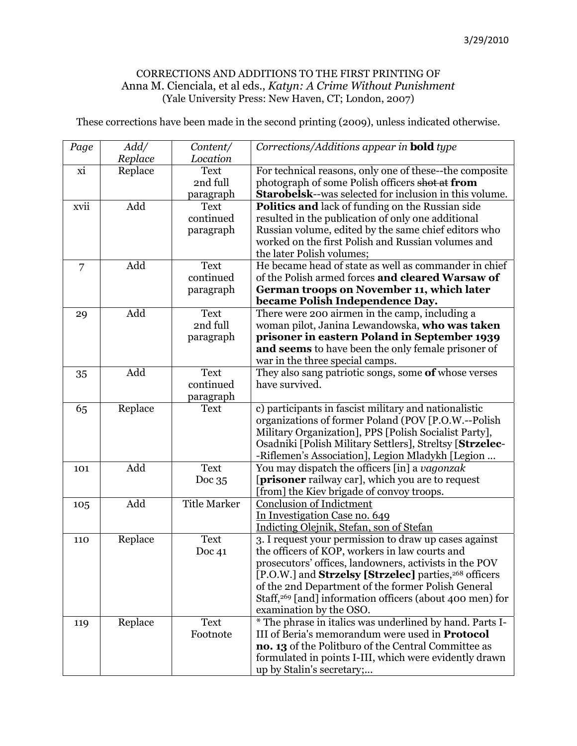3/29/2010

CORRECTIONS AND ADDITIONS TO THE FIRST PRINTING OF
Anna M. Cienciala, et al eds., *Katyn: A Crime Without Punishment*
(Yale University Press: New Haven, CT; London, 2007)

These corrections have been made in the second printing (2009), unless indicated otherwise.

| *Page* | *Add/ Replace* | *Content/ Location* | *Corrections/Additions appear in* **bold** *type* |
|---|---|---|---|
| xi | Replace | Text 2nd full paragraph | For technical reasons, only one of these--the composite photograph of some Polish officers ~~shot at~~ **from Starobelsk**--was selected for inclusion in this volume. |
| xvii | Add | Text continued paragraph | **Politics and** lack of funding on the Russian side resulted in the publication of only one additional Russian volume, edited by the same chief editors who worked on the first Polish and Russian volumes and the later Polish volumes; |
| 7 | Add | Text continued paragraph | He became head of state as well as commander in chief of the Polish armed forces **and cleared Warsaw of German troops on November 11, which later became Polish Independence Day.** |
| 29 | Add | Text 2nd full paragraph | There were 200 airmen in the camp, including a woman pilot, Janina Lewandowska, **who was taken prisoner in eastern Poland in September 1939 and seems** to have been the only female prisoner of war in the three special camps. |
| 35 | Add | Text continued paragraph | They also sang patriotic songs, some **of** whose verses have survived. |
| 65 | Replace | Text | c) participants in fascist military and nationalistic organizations of former Poland (POV [P.O.W.--Polish Military Organization], PPS [Polish Socialist Party], Osadniki [Polish Military Settlers], Streltsy [**Strzelec**--Riflemen's Association], Legion Mladykh [Legion ... |
| 101 | Add | Text Doc 35 | You may dispatch the officers [in] a *vagonzak* [**prisoner** railway car], which you are to request [from] the Kiev brigade of convoy troops. |
| 105 | Add | Title Marker | <u>Conclusion of Indictment</u> <u>In Investigation Case no. 649</u> <u>Indicting Olejnik, Stefan, son of Stefan</u> |
| 110 | Replace | Text Doc 41 | 3. I request your permission to draw up cases against the officers of KOP, workers in law courts and prosecutors' offices, landowners, activists in the POV [P.O.W.] and **Strzelsy [Strzelec]** parties,[268] officers of the 2nd Department of the former Polish General Staff,[269] [and] information officers (about 400 men) for examination by the OSO. |
| 119 | Replace | Text Footnote | * The phrase in italics was underlined by hand. Parts I-III of Beria's memorandum were used in **Protocol no. 13** of the Politburo of the Central Committee as formulated in points I-III, which were evidently drawn up by Stalin's secretary;... |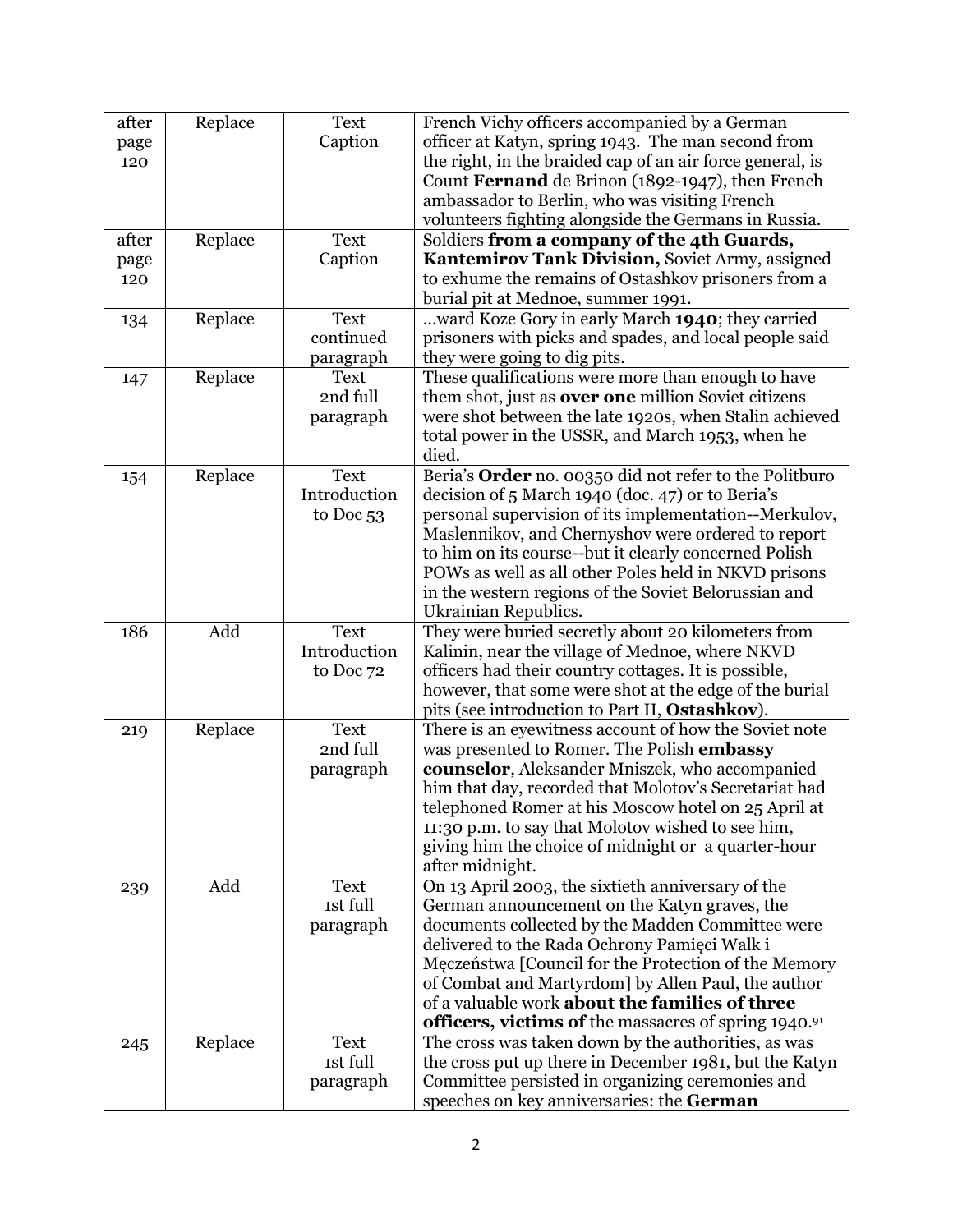| | | | |
|---|---|---|---|
| after page 120 | Replace | Text Caption | French Vichy officers accompanied by a German officer at Katyn, spring 1943. The man second from the right, in the braided cap of an air force general, is Count **Fernand** de Brinon (1892-1947), then French ambassador to Berlin, who was visiting French volunteers fighting alongside the Germans in Russia. |
| after page 120 | Replace | Text Caption | Soldiers **from a company of the 4th Guards, Kantemirov Tank Division,** Soviet Army, assigned to exhume the remains of Ostashkov prisoners from a burial pit at Mednoe, summer 1991. |
| 134 | Replace | Text continued paragraph | ...ward Koze Gory in early March **1940**; they carried prisoners with picks and spades, and local people said they were going to dig pits. |
| 147 | Replace | Text 2nd full paragraph | These qualifications were more than enough to have them shot, just as **over one** million Soviet citizens were shot between the late 1920s, when Stalin achieved total power in the USSR, and March 1953, when he died. |
| 154 | Replace | Text Introduction to Doc 53 | Beria's **Order** no. 00350 did not refer to the Politburo decision of 5 March 1940 (doc. 47) or to Beria's personal supervision of its implementation--Merkulov, Maslennikov, and Chernyshov were ordered to report to him on its course--but it clearly concerned Polish POWs as well as all other Poles held in NKVD prisons in the western regions of the Soviet Belorussian and Ukrainian Republics. |
| 186 | Add | Text Introduction to Doc 72 | They were buried secretly about 20 kilometers from Kalinin, near the village of Mednoe, where NKVD officers had their country cottages. It is possible, however, that some were shot at the edge of the burial pits (see introduction to Part II, **Ostashkov**). |
| 219 | Replace | Text 2nd full paragraph | There is an eyewitness account of how the Soviet note was presented to Romer. The Polish **embassy counselor**, Aleksander Mniszek, who accompanied him that day, recorded that Molotov's Secretariat had telephoned Romer at his Moscow hotel on 25 April at 11:30 p.m. to say that Molotov wished to see him, giving him the choice of midnight or a quarter-hour after midnight. |
| 239 | Add | Text 1st full paragraph | On 13 April 2003, the sixtieth anniversary of the German announcement on the Katyn graves, the documents collected by the Madden Committee were delivered to the Rada Ochrony Pamięci Walk i Męczeństwa [Council for the Protection of the Memory of Combat and Martyrdom] by Allen Paul, the author of a valuable work **about the families of three officers, victims of** the massacres of spring 1940.[91] |
| 245 | Replace | Text 1st full paragraph | The cross was taken down by the authorities, as was the cross put up there in December 1981, but the Katyn Committee persisted in organizing ceremonies and speeches on key anniversaries: the **German** |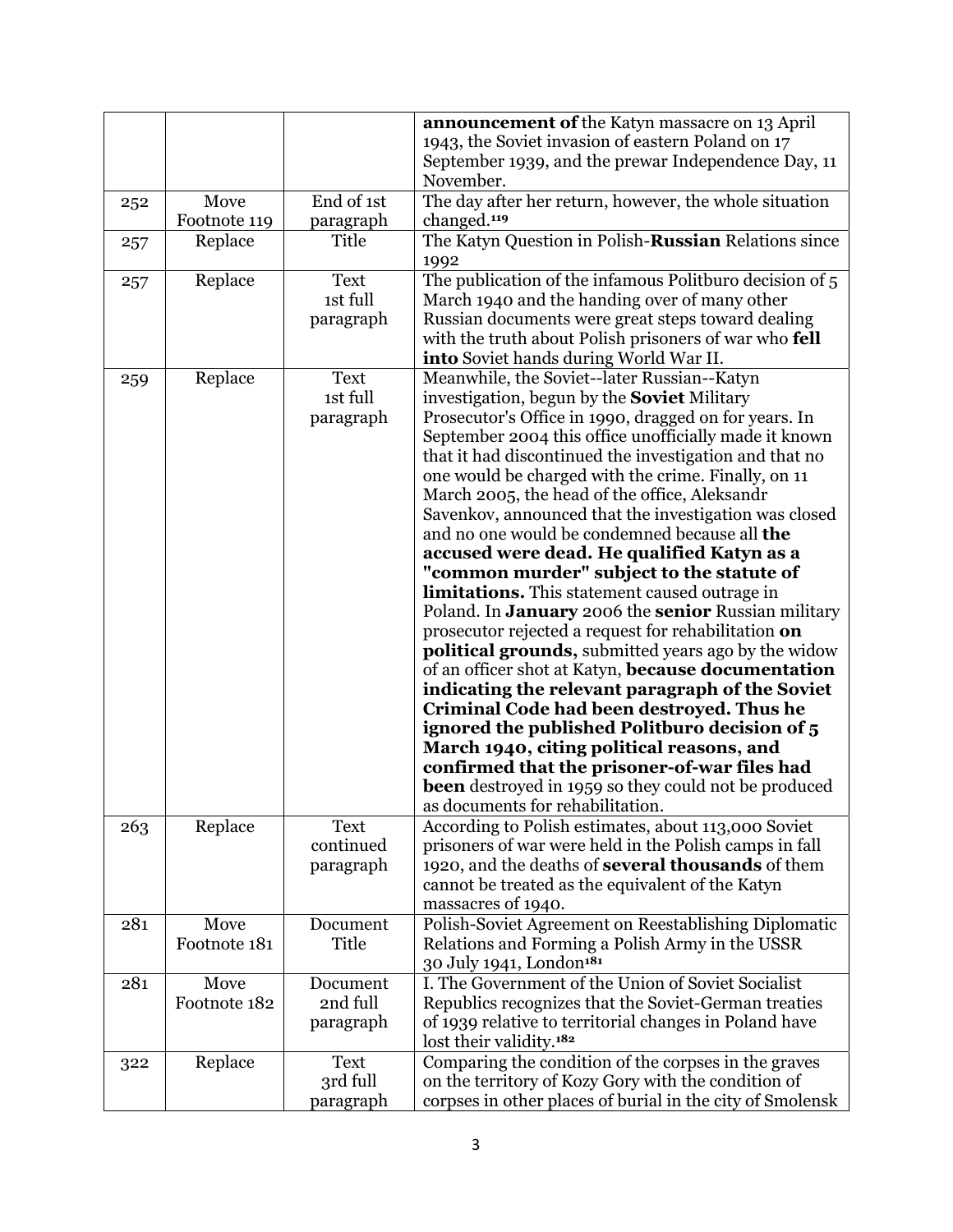| | | | |
|---|---|---|---|
| | | | **announcement of** the Katyn massacre on 13 April 1943, the Soviet invasion of eastern Poland on 17 September 1939, and the prewar Independence Day, 11 November. |
| 252 | Move Footnote 119 | End of 1st paragraph | The day after her return, however, the whole situation changed.[119] |
| 257 | Replace | Title | The Katyn Question in Polish-**Russian** Relations since 1992 |
| 257 | Replace | Text 1st full paragraph | The publication of the infamous Politburo decision of 5 March 1940 and the handing over of many other Russian documents were great steps toward dealing with the truth about Polish prisoners of war who **fell into** Soviet hands during World War II. |
| 259 | Replace | Text 1st full paragraph | Meanwhile, the Soviet--later Russian--Katyn investigation, begun by the **Soviet** Military Prosecutor's Office in 1990, dragged on for years. In September 2004 this office unofficially made it known that it had discontinued the investigation and that no one would be charged with the crime. Finally, on 11 March 2005, the head of the office, Aleksandr Savenkov, announced that the investigation was closed and no one would be condemned because all **the accused were dead. He qualified Katyn as a "common murder" subject to the statute of limitations.** This statement caused outrage in Poland. In **January** 2006 the **senior** Russian military prosecutor rejected a request for rehabilitation **on political grounds,** submitted years ago by the widow of an officer shot at Katyn, **because documentation indicating the relevant paragraph of the Soviet Criminal Code had been destroyed. Thus he ignored the published Politburo decision of 5 March 1940, citing political reasons, and confirmed that the prisoner-of-war files had been** destroyed in 1959 so they could not be produced as documents for rehabilitation. |
| 263 | Replace | Text continued paragraph | According to Polish estimates, about 113,000 Soviet prisoners of war were held in the Polish camps in fall 1920, and the deaths of **several thousands** of them cannot be treated as the equivalent of the Katyn massacres of 1940. |
| 281 | Move Footnote 181 | Document Title | Polish-Soviet Agreement on Reestablishing Diplomatic Relations and Forming a Polish Army in the USSR 30 July 1941, London[181] |
| 281 | Move Footnote 182 | Document 2nd full paragraph | I. The Government of the Union of Soviet Socialist Republics recognizes that the Soviet-German treaties of 1939 relative to territorial changes in Poland have lost their validity.[182] |
| 322 | Replace | Text 3rd full paragraph | Comparing the condition of the corpses in the graves on the territory of Kozy Gory with the condition of corpses in other places of burial in the city of Smolensk |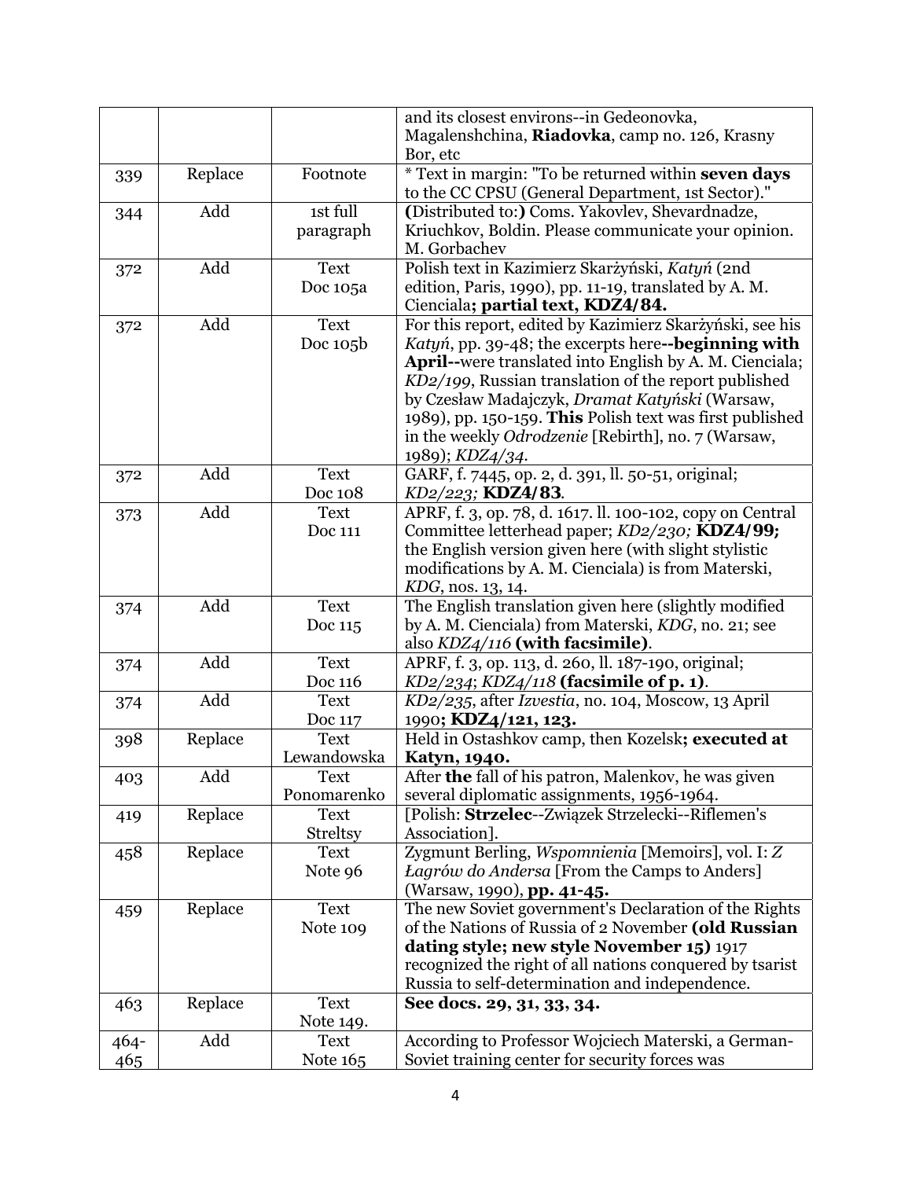| | | | |
|---|---|---|---|
| | | | and its closest environs--in Gedeonovka, Magalenshchina, **Riadovka**, camp no. 126, Krasny Bor, etc |
| 339 | Replace | Footnote | * Text in margin: "To be returned within **seven days** to the CC CPSU (General Department, 1st Sector)." |
| 344 | Add | 1st full paragraph | **(**Distributed to:**)** Coms. Yakovlev, Shevardnadze, Kriuchkov, Boldin. Please communicate your opinion. M. Gorbachev |
| 372 | Add | Text Doc 105a | Polish text in Kazimierz Skarżyński, *Katyń* (2nd edition, Paris, 1990), pp. 11-19, translated by A. M. Cienciala**; partial text, KDZ4/84.** |
| 372 | Add | Text Doc 105b | For this report, edited by Kazimierz Skarżyński, see his *Katyń*, pp. 39-48; the excerpts here**--beginning with April--**were translated into English by A. M. Cienciala; *KD2/199*, Russian translation of the report published by Czesław Madajczyk, *Dramat Katyński* (Warsaw, 1989), pp. 150-159. **This** Polish text was first published in the weekly *Odrodzenie* [Rebirth], no. 7 (Warsaw, 1989); *KDZ4/34*. |
| 372 | Add | Text Doc 108 | GARF, f. 7445, op. 2, d. 391, ll. 50-51, original; *KD2/223;* ***KDZ4/83***. |
| 373 | Add | Text Doc 111 | APRF, f. 3, op. 78, d. 1617. ll. 100-102, copy on Central Committee letterhead paper; *KD2/230;* ***KDZ4/99;*** the English version given here (with slight stylistic modifications by A. M. Cienciala) is from Materski, *KDG*, nos. 13, 14. |
| 374 | Add | Text Doc 115 | The English translation given here (slightly modified by A. M. Cienciala) from Materski, *KDG*, no. 21; see also *KDZ4/116* **(with facsimile)**. |
| 374 | Add | Text Doc 116 | APRF, f. 3, op. 113, d. 260, ll. 187-190, original; *KD2/234*; *KDZ4/118* **(facsimile of p. 1)**. |
| 374 | Add | Text Doc 117 | *KD2/235*, after *Izvestia*, no. 104, Moscow, 13 April 1990**; KDZ4/121, 123.** |
| 398 | Replace | Text Lewandowska | Held in Ostashkov camp, then Kozelsk**; executed at Katyn, 1940.** |
| 403 | Add | Text Ponomarenko | After **the** fall of his patron, Malenkov, he was given several diplomatic assignments, 1956-1964. |
| 419 | Replace | Text Streltsy | [Polish: **Strzelec**--Związek Strzelecki--Riflemen's Association]. |
| 458 | Replace | Text Note 96 | Zygmunt Berling, *Wspomnienia* [Memoirs], vol. I: *Z Łagrów do Andersa* [From the Camps to Anders] (Warsaw, 1990), **pp. 41-45.** |
| 459 | Replace | Text Note 109 | The new Soviet government's Declaration of the Rights of the Nations of Russia of 2 November **(old Russian dating style; new style November 15)** 1917 recognized the right of all nations conquered by tsarist Russia to self-determination and independence. |
| 463 | Replace | Text Note 149. | **See docs. 29, 31, 33, 34.** |
| 464-465 | Add | Text Note 165 | According to Professor Wojciech Materski, a German-Soviet training center for security forces was |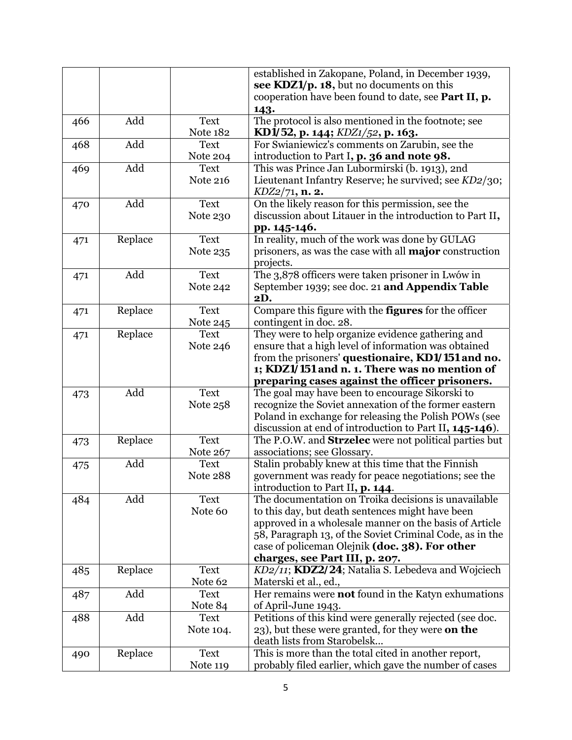| | | | established in Zakopane, Poland, in December 1939, **see KDZ1/p. 18,** but no documents on this cooperation have been found to date, see **Part II, p. 143.** |
|---|---|---|---|
| 466 | Add | Text Note 182 | The protocol is also mentioned in the footnote; see **KD1/52, p. 144;** *KDZ1/52*, **p. 163.** |
| 468 | Add | Text Note 204 | For Swianiewicz's comments on Zarubin, see the introduction to Part I**, p. 36 and note 98.** |
| 469 | Add | Text Note 216 | This was Prince Jan Lubormirski (b. 1913), 2nd Lieutenant Infantry Reserve; he survived; see *KD2*/30; *KDZ2*/71**, n. 2.** |
| 470 | Add | Text Note 230 | On the likely reason for this permission, see the discussion about Litauer in the introduction to Part II**, pp. 145-146.** |
| 471 | Replace | Text Note 235 | In reality, much of the work was done by GULAG prisoners, as was the case with all **major** construction projects. |
| 471 | Add | Text Note 242 | The 3,878 officers were taken prisoner in Lwów in September 1939; see doc. 21 **and Appendix Table 2D.** |
| 471 | Replace | Text Note 245 | Compare this figure with the **figures** for the officer contingent in doc. 28. |
| 471 | Replace | Text Note 246 | They were to help organize evidence gathering and ensure that a high level of information was obtained from the prisoners' **questionaire, KD1/151 and no. 1; KDZ1/151 and n. 1. There was no mention of preparing cases against the officer prisoners.** |
| 473 | Add | Text Note 258 | The goal may have been to encourage Sikorski to recognize the Soviet annexation of the former eastern Poland in exchange for releasing the Polish POWs (see discussion at end of introduction to Part II**, 145-146**). |
| 473 | Replace | Text Note 267 | The P.O.W. and **Strzelec** were not political parties but associations; see Glossary. |
| 475 | Add | Text Note 288 | Stalin probably knew at this time that the Finnish government was ready for peace negotiations; see the introduction to Part II**, p. 144**. |
| 484 | Add | Text Note 60 | The documentation on Troika decisions is unavailable to this day, but death sentences might have been approved in a wholesale manner on the basis of Article 58, Paragraph 13, of the Soviet Criminal Code, as in the case of policeman Olejnik **(doc. 38). For other charges, see Part III, p. 207.** |
| 485 | Replace | Text Note 62 | *KD2/11*; **KDZ2/24**; Natalia S. Lebedeva and Wojciech Materski et al., ed., |
| 487 | Add | Text Note 84 | Her remains were **not** found in the Katyn exhumations of April-June 1943. |
| 488 | Add | Text Note 104. | Petitions of this kind were generally rejected (see doc. 23), but these were granted, for they were **on the** death lists from Starobelsk... |
| 490 | Replace | Text Note 119 | This is more than the total cited in another report, probably filed earlier, which gave the number of cases |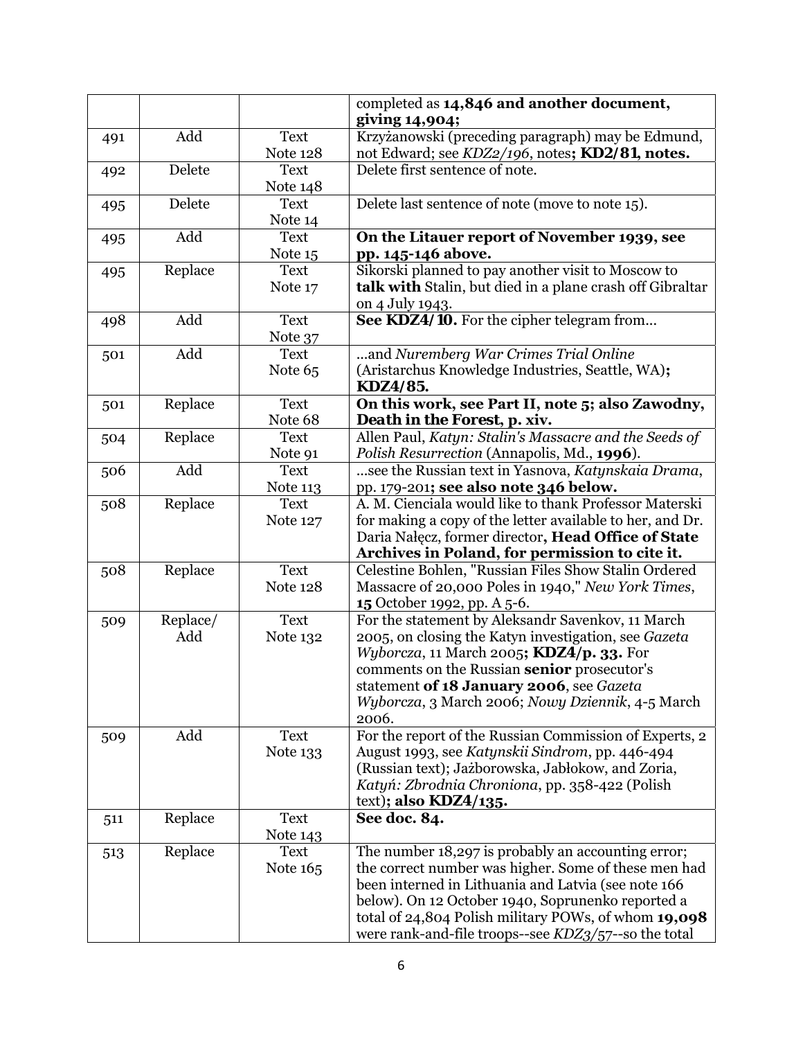|  |  |  | completed as **14,846 and another document, giving 14,904;** |
|---|---|---|---|
| 491 | Add | Text Note 128 | Krzyżanowski (preceding paragraph) may be Edmund, not Edward; see *KDZ2/196*, notes**; KD2/81, notes.** |
| 492 | Delete | Text Note 148 | Delete first sentence of note. |
| 495 | Delete | Text Note 14 | Delete last sentence of note (move to note 15). |
| 495 | Add | Text Note 15 | **On the Litauer report of November 1939, see pp. 145-146 above.** |
| 495 | Replace | Text Note 17 | Sikorski planned to pay another visit to Moscow to **talk with** Stalin, but died in a plane crash off Gibraltar on 4 July 1943. |
| 498 | Add | Text Note 37 | **See KDZ4/10.** For the cipher telegram from... |
| 501 | Add | Text Note 65 | ...and *Nuremberg War Crimes Trial Online* (Aristarchus Knowledge Industries, Seattle, WA)**; KDZ4/85.** |
| 501 | Replace | Text Note 68 | **On this work, see Part II, note 5; also Zawodny, Death in the Forest, p. xiv.** |
| 504 | Replace | Text Note 91 | Allen Paul, *Katyn: Stalin's Massacre and the Seeds of Polish Resurrection* (Annapolis, Md., **1996**). |
| 506 | Add | Text Note 113 | ...see the Russian text in Yasnova, *Katynskaia Drama*, pp. 179-201**; see also note 346 below.** |
| 508 | Replace | Text Note 127 | A. M. Cienciala would like to thank Professor Materski for making a copy of the letter available to her, and Dr. Daria Nałęcz, former director**, Head Office of State Archives in Poland, for permission to cite it.** |
| 508 | Replace | Text Note 128 | Celestine Bohlen, "Russian Files Show Stalin Ordered Massacre of 20,000 Poles in 1940," *New York Times*, **15** October 1992, pp. A 5-6. |
| 509 | Replace/ Add | Text Note 132 | For the statement by Aleksandr Savenkov, 11 March 2005, on closing the Katyn investigation, see *Gazeta Wyborcza*, 11 March 2005**; KDZ4/p. 33.** For comments on the Russian **senior** prosecutor's statement **of 18 January 2006**, see *Gazeta Wyborcza*, 3 March 2006; *Nowy Dziennik*, 4-5 March 2006. |
| 509 | Add | Text Note 133 | For the report of the Russian Commission of Experts, 2 August 1993, see *Katynskii Sindrom*, pp. 446-494 (Russian text); Jażborowska, Jabłokow, and Zoria, *Katyń: Zbrodnia Chroniona*, pp. 358-422 (Polish text)**; also KDZ4/135.** |
| 511 | Replace | Text Note 143 | **See doc. 84.** |
| 513 | Replace | Text Note 165 | The number 18,297 is probably an accounting error; the correct number was higher. Some of these men had been interned in Lithuania and Latvia (see note 166 below). On 12 October 1940, Soprunenko reported a total of 24,804 Polish military POWs, of whom **19,098** were rank-and-file troops--see *KDZ3/57*--so the total |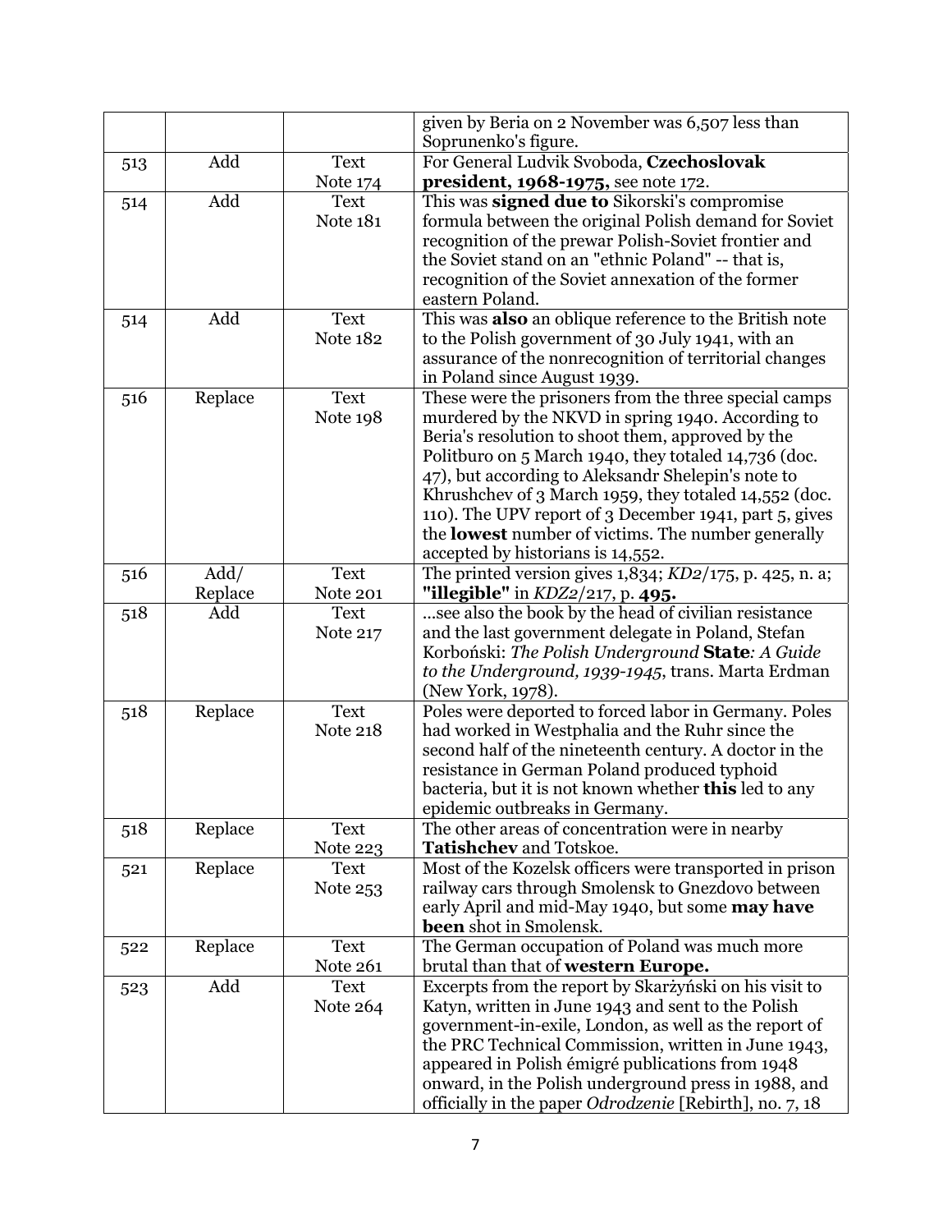| | | | given by Beria on 2 November was 6,507 less than Soprunenko's figure. |
|---|---|---|---|
| 513 | Add | Text Note 174 | For General Ludvik Svoboda, **Czechoslovak president, 1968-1975,** see note 172. |
| 514 | Add | Text Note 181 | This was **signed due to** Sikorski's compromise formula between the original Polish demand for Soviet recognition of the prewar Polish-Soviet frontier and the Soviet stand on an "ethnic Poland" -- that is, recognition of the Soviet annexation of the former eastern Poland. |
| 514 | Add | Text Note 182 | This was **also** an oblique reference to the British note to the Polish government of 30 July 1941, with an assurance of the nonrecognition of territorial changes in Poland since August 1939. |
| 516 | Replace | Text Note 198 | These were the prisoners from the three special camps murdered by the NKVD in spring 1940. According to Beria's resolution to shoot them, approved by the Politburo on 5 March 1940, they totaled 14,736 (doc. 47), but according to Aleksandr Shelepin's note to Khrushchev of 3 March 1959, they totaled 14,552 (doc. 110). The UPV report of 3 December 1941, part 5, gives the **lowest** number of victims. The number generally accepted by historians is 14,552. |
| 516 | Add/ Replace | Text Note 201 | The printed version gives 1,834; *KD2*/175, p. 425, n. a; **"illegible"** in *KDZ2*/217, p. **495.** |
| 518 | Add | Text Note 217 | ...see also the book by the head of civilian resistance and the last government delegate in Poland, Stefan Korboński: *The Polish Underground* **State***: A Guide to the Underground, 1939-1945*, trans. Marta Erdman (New York, 1978). |
| 518 | Replace | Text Note 218 | Poles were deported to forced labor in Germany. Poles had worked in Westphalia and the Ruhr since the second half of the nineteenth century. A doctor in the resistance in German Poland produced typhoid bacteria, but it is not known whether **this** led to any epidemic outbreaks in Germany. |
| 518 | Replace | Text Note 223 | The other areas of concentration were in nearby **Tatishchev** and Totskoe. |
| 521 | Replace | Text Note 253 | Most of the Kozelsk officers were transported in prison railway cars through Smolensk to Gnezdovo between early April and mid-May 1940, but some **may have been** shot in Smolensk. |
| 522 | Replace | Text Note 261 | The German occupation of Poland was much more brutal than that of **western Europe.** |
| 523 | Add | Text Note 264 | Excerpts from the report by Skarżyński on his visit to Katyn, written in June 1943 and sent to the Polish government-in-exile, London, as well as the report of the PRC Technical Commission, written in June 1943, appeared in Polish émigré publications from 1948 onward, in the Polish underground press in 1988, and officially in the paper *Odrodzenie* [Rebirth], no. 7, 18 |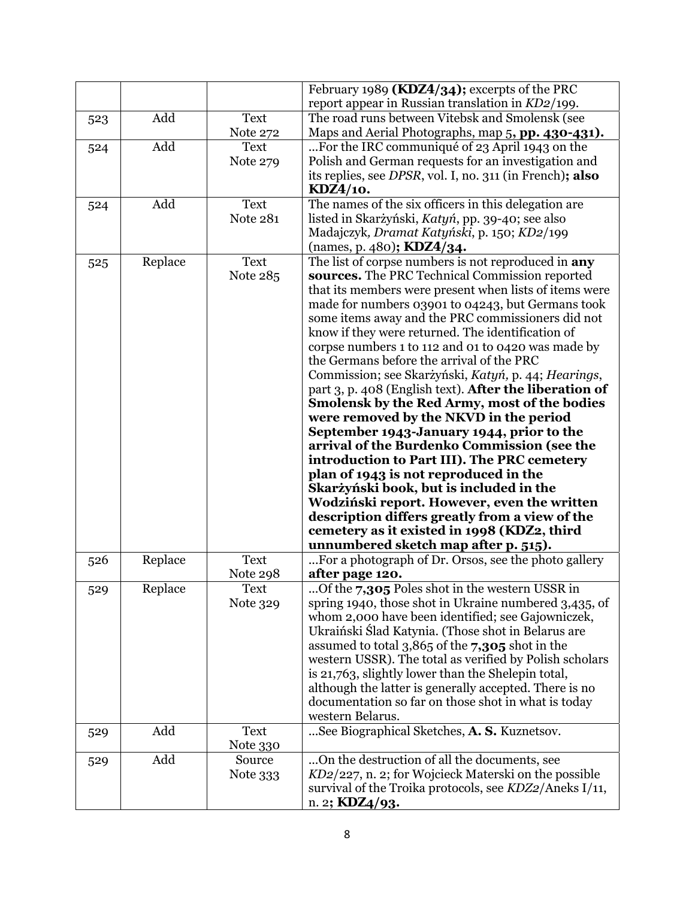| | | | February 1989 **(KDZ4/34);** excerpts of the PRC report appear in Russian translation in *KD2*/199. |
|---|---|---|---|
| 523 | Add | Text Note 272 | The road runs between Vitebsk and Smolensk (see Maps and Aerial Photographs, map 5**, pp. 430-431).** |
| 524 | Add | Text Note 279 | …For the IRC communiqué of 23 April 1943 on the Polish and German requests for an investigation and its replies, see *DPSR*, vol. I, no. 311 (in French)**; also KDZ4/10.** |
| 524 | Add | Text Note 281 | The names of the six officers in this delegation are listed in Skarżyński, *Katyń*, pp. 39-40; see also Madajczyk*, Dramat Katyński*, p. 150; *KD2*/199 (names, p. 480)**; KDZ4/34.** |
| 525 | Replace | Text Note 285 | The list of corpse numbers is not reproduced in **any sources.** The PRC Technical Commission reported that its members were present when lists of items were made for numbers 03901 to 04243, but Germans took some items away and the PRC commissioners did not know if they were returned. The identification of corpse numbers 1 to 112 and 01 to 0420 was made by the Germans before the arrival of the PRC Commission; see Skarżyński, *Katyń,* p. 44; *Hearings*, part 3, p. 408 (English text). **After the liberation of Smolensk by the Red Army, most of the bodies were removed by the NKVD in the period September 1943-January 1944, prior to the arrival of the Burdenko Commission (see the introduction to Part III). The PRC cemetery plan of 1943 is not reproduced in the Skarżyński book, but is included in the Wodziński report. However, even the written description differs greatly from a view of the cemetery as it existed in 1998 (KDZ2, third unnumbered sketch map after p. 515).** |
| 526 | Replace | Text Note 298 | …For a photograph of Dr. Orsos, see the photo gallery **after page 120.** |
| 529 | Replace | Text Note 329 | …Of the **7,305** Poles shot in the western USSR in spring 1940, those shot in Ukraine numbered 3,435, of whom 2,000 have been identified; see Gajowniczek, Ukraiński Ślad Katynia. (Those shot in Belarus are assumed to total 3,865 of the **7,305** shot in the western USSR). The total as verified by Polish scholars is 21,763, slightly lower than the Shelepin total, although the latter is generally accepted. There is no documentation so far on those shot in what is today western Belarus. |
| 529 | Add | Text Note 330 | …See Biographical Sketches, **A. S.** Kuznetsov. |
| 529 | Add | Source Note 333 | …On the destruction of all the documents, see *KD2*/227, n. 2; for Wojcieck Materski on the possible survival of the Troika protocols, see *KDZ2*/Aneks I/11, n. 2**; KDZ4/93.** |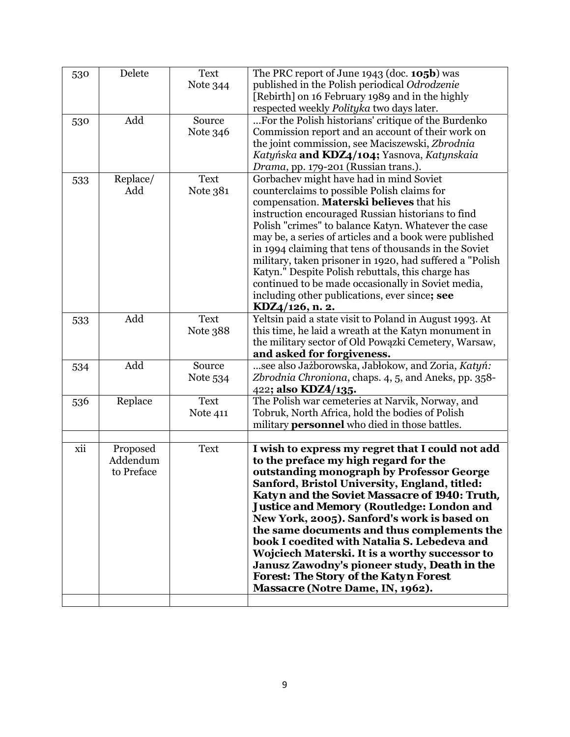| | | | |
|---|---|---|---|
| 530 | Delete | Text Note 344 | The PRC report of June 1943 (doc. **105b**) was published in the Polish periodical *Odrodzenie* [Rebirth] on 16 February 1989 and in the highly respected weekly *Polityka* two days later. |
| 530 | Add | Source Note 346 | ...For the Polish historians' critique of the Burdenko Commission report and an account of their work on the joint commission, see Maciszewski, *Zbrodnia Katyńska* **and KDZ4/104;** Yasnova, *Katynskaia Drama*, pp. 179-201 (Russian trans.). |
| 533 | Replace/ Add | Text Note 381 | Gorbachev might have had in mind Soviet counterclaims to possible Polish claims for compensation. **Materski believes** that his instruction encouraged Russian historians to find Polish "crimes" to balance Katyn. Whatever the case may be, a series of articles and a book were published in 1994 claiming that tens of thousands in the Soviet military, taken prisoner in 1920, had suffered a "Polish Katyn." Despite Polish rebuttals, this charge has continued to be made occasionally in Soviet media, including other publications, ever since**; see KDZ4/126, n. 2.** |
| 533 | Add | Text Note 388 | Yeltsin paid a state visit to Poland in August 1993. At this time, he laid a wreath at the Katyn monument in the military sector of Old Powązki Cemetery, Warsaw, **and asked for forgiveness.** |
| 534 | Add | Source Note 534 | ...see also Jażborowska, Jabłokow, and Zoria, *Katyń: Zbrodnia Chroniona*, chaps. 4, 5, and Aneks, pp. 358-422**; also KDZ4/135.** |
| 536 | Replace | Text Note 411 | The Polish war cemeteries at Narvik, Norway, and Tobruk, North Africa, hold the bodies of Polish military **personnel** who died in those battles. |
| | | | |
| xii | Proposed Addendum to Preface | Text | **I wish to express my regret that I could not add to the preface my high regard for the outstanding monograph by Professor George Sanford, Bristol University, England, titled: Katyn and the Soviet Massacre of 1940: Truth, Justice and Memory (Routledge: London and New York, 2005). Sanford's work is based on the same documents and thus complements the book I coedited with Natalia S. Lebedeva and Wojciech Materski. It is a worthy successor to Janusz Zawodny's pioneer study, Death in the Forest: The Story of the Katyn Forest Massacre (Notre Dame, IN, 1962).** |
| | | | |